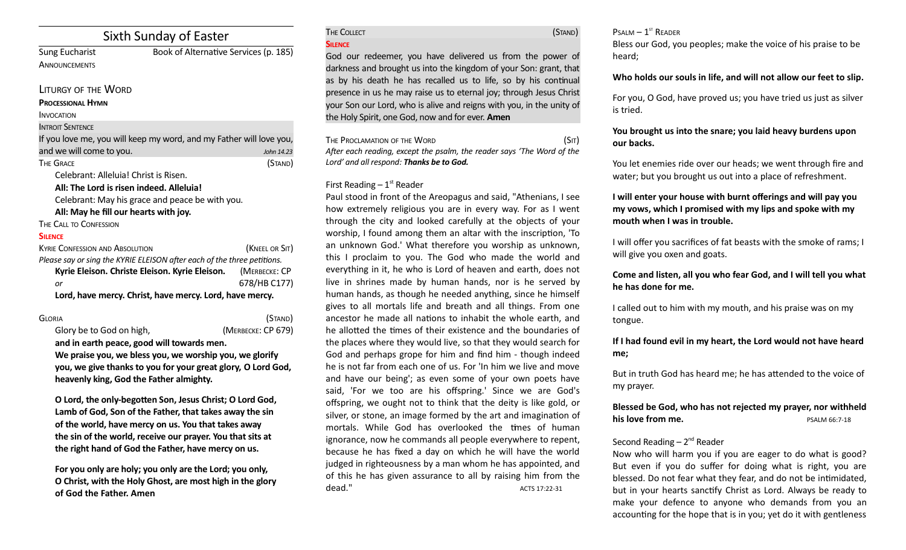# Sixth Sunday of Easter

Sung Eucharist — Book of Alternative Services (p. 185)

ANNOUNCEMENTS

## LITURGY OF THE WORD

**PROCESSIONAL HYMN**

INVOCATION

INTROIT SENTENCE

If you love me, you will keep my word, and my Father will love you, and we will come to you. *John 14.23*

THE GRACE (STAND)

Celebrant: Alleluia! Christ is Risen.

**All: The Lord is risen indeed. Alleluia!**

Celebrant: May his grace and peace be with you.

**All: May he fill our hearts with joy.**

THE CALL TO CONFESSION

**SILENCE**

KYRIE CONFESSION AND ABSOLUTION (KNEEL OR SIT)

*Please say or sing the KYRIE ELEISON after each of the three petitions.*

**Kyrie Eleison. Christe Eleison. Kyrie Eleison.** (MERBECKE: CP 678/HB C177)

*or*

**Lord, have mercy. Christ, have mercy. Lord, have mercy.**

GLORIA (STAND)

Glory be to God on high, (MERBECKE: CP 679)

**and in earth peace, good will towards men.**

**We praise you, we bless you, we worship you, we glorify you, we give thanks to you for your great glory, O Lord God, heavenly king, God the Father almighty.**

**O Lord, the only-begotten Son, Jesus Christ; O Lord God, Lamb of God, Son of the Father, that takes away the sin of the world, have mercy on us. You that takes away the sin of the world, receive our prayer. You that sits at the right hand of God the Father, have mercy on us.**

**For you only are holy; you only are the Lord; you only, O Christ, with the Holy Ghost, are most high in the glory of God the Father. Amen**

THE COLLECT (STAND)

**SILENCE**

God our redeemer, you have delivered us from the power of darkness and brought us into the kingdom of your Son: grant, that as by his death he has recalled us to life, so by his continual presence in us he may raise us to eternal joy; through Jesus Christ your Son our Lord, who is alive and reigns with you, in the unity of the Holy Spirit, one God, now and for ever. **Amen**

THE PROCLAMATION OF THE WORD (SIT)

*After each reading, except the psalm, the reader says 'The Word of the Lord' and all respond: **Thanks be to God.***

First Reading – 1st Reader

Paul stood in front of the Areopagus and said, "Athenians, I see how extremely religious you are in every way. For as I went through the city and looked carefully at the objects of your worship, I found among them an altar with the inscription, 'To an unknown God.' What therefore you worship as unknown, this I proclaim to you. The God who made the world and everything in it, he who is Lord of heaven and earth, does not live in shrines made by human hands, nor is he served by human hands, as though he needed anything, since he himself gives to all mortals life and breath and all things. From one ancestor he made all nations to inhabit the whole earth, and he allotted the times of their existence and the boundaries of the places where they would live, so that they would search for God and perhaps grope for him and find him - though indeed he is not far from each one of us. For 'In him we live and move and have our being'; as even some of your own poets have said, 'For we too are his offspring.' Since we are God's offspring, we ought not to think that the deity is like gold, or silver, or stone, an image formed by the art and imagination of mortals. While God has overlooked the times of human ignorance, now he commands all people everywhere to repent, because he has fixed a day on which he will have the world judged in righteousness by a man whom he has appointed, and of this he has given assurance to all by raising him from the dead." ACTS 17:22-31

PSALM – 1st READER

Bless our God, you peoples; make the voice of his praise to be heard;

**Who holds our souls in life, and will not allow our feet to slip.**

For you, O God, have proved us; you have tried us just as silver is tried.

**You brought us into the snare; you laid heavy burdens upon our backs.**

You let enemies ride over our heads; we went through fire and water; but you brought us out into a place of refreshment.

**I will enter your house with burnt offerings and will pay you my vows, which I promised with my lips and spoke with my mouth when I was in trouble.**

I will offer you sacrifices of fat beasts with the smoke of rams; I will give you oxen and goats.

**Come and listen, all you who fear God, and I will tell you what he has done for me.**

I called out to him with my mouth, and his praise was on my tongue.

**If I had found evil in my heart, the Lord would not have heard me;**

But in truth God has heard me; he has attended to the voice of my prayer.

**Blessed be God, who has not rejected my prayer, nor withheld his love from me.** PSALM 66:7-18

Second Reading – 2nd Reader

Now who will harm you if you are eager to do what is good? But even if you do suffer for doing what is right, you are blessed. Do not fear what they fear, and do not be intimidated, but in your hearts sanctify Christ as Lord. Always be ready to make your defence to anyone who demands from you an accounting for the hope that is in you; yet do it with gentleness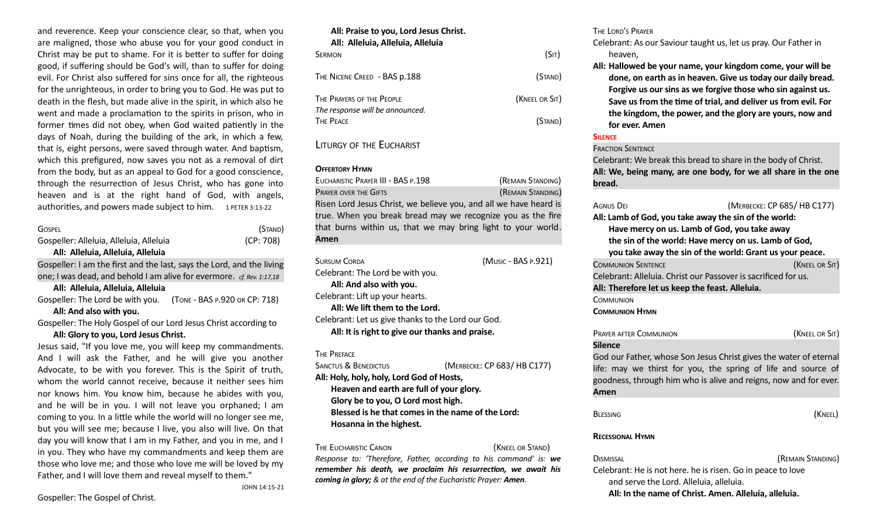and reverence. Keep your conscience clear, so that, when you are maligned, those who abuse you for your good conduct in Christ may be put to shame. For it is better to suffer for doing good, if suffering should be God's will, than to suffer for doing evil. For Christ also suffered for sins once for all, the righteous for the unrighteous, in order to bring you to God. He was put to death in the flesh, but made alive in the spirit, in which also he went and made a proclamation to the spirits in prison, who in former times did not obey, when God waited patiently in the days of Noah, during the building of the ark, in which a few, that is, eight persons, were saved through water. And baptism, which this prefigured, now saves you not as a removal of dirt from the body, but as an appeal to God for a good conscience, through the resurrection of Jesus Christ, who has gone into heaven and is at the right hand of God, with angels, authorities, and powers made subject to him. 1 PETER 3:13-22

GOSPEL (STAND)

Gospeller: Alleluia, Alleluia, Alleluia (CP: 708)

**All: Alleluia, Alleluia, Alleluia**

Gospeller: I am the first and the last, says the Lord, and the living one; I was dead, and behold I am alive for evermore. *cf. Rev. 1:17,18*

**All: Alleluia, Alleluia, Alleluia**

Gospeller: The Lord be with you. (TONE - BAS P.920 OR CP: 718)

**All: And also with you.**

Gospeller: The Holy Gospel of our Lord Jesus Christ according to

**All: Glory to you, Lord Jesus Christ.**

Jesus said, "If you love me, you will keep my commandments. And I will ask the Father, and he will give you another Advocate, to be with you forever. This is the Spirit of truth, whom the world cannot receive, because it neither sees him nor knows him. You know him, because he abides with you, and he will be in you. I will not leave you orphaned; I am coming to you. In a little while the world will no longer see me, but you will see me; because I live, you also will live. On that day you will know that I am in my Father, and you in me, and I in you. They who have my commandments and keep them are those who love me; and those who love me will be loved by my Father, and I will love them and reveal myself to them." JOHN 14:15-21

Gospeller: The Gospel of Christ.

**All: Praise to you, Lord Jesus Christ.**

**All: Alleluia, Alleluia, Alleluia**

SERMON (SIT)

THE NICENE CREED - BAS p.188 (STAND)

THE PRAYERS OF THE PEOPLE (KNEEL OR SIT)

*The response will be announced.*

THE PEACE (STAND)

## LITURGY OF THE EUCHARIST

**OFFERTORY HYMN**

EUCHARISTIC PRAYER III - BAS P.198 (REMAIN STANDING)

PRAYER OVER THE GIFTS (REMAIN STANDING)

Risen Lord Jesus Christ, we believe you, and all we have heard is true. When you break bread may we recognize you as the fire that burns within us, that we may bring light to your world. **Amen**

SURSUM CORDA (MUSIC - BAS P.921)

Celebrant: The Lord be with you.

**All: And also with you.**

Celebrant: Lift up your hearts.

**All: We lift them to the Lord.**

Celebrant: Let us give thanks to the Lord our God.

**All: It is right to give our thanks and praise.**

THE PREFACE

SANCTUS & BENEDICTUS (MERBECKE: CP 683/ HB C177)

**All: Holy, holy, holy, Lord God of Hosts,**
**Heaven and earth are full of your glory.**
**Glory be to you, O Lord most high.**
**Blessed is he that comes in the name of the Lord:**
**Hosanna in the highest.**

THE EUCHARISTIC CANON (KNEEL OR STAND)

*Response to: 'Therefore, Father, according to his command' is:* ***we remember his death, we proclaim his resurrection, we await his coming in glory;*** *& at the end of the Eucharistic Prayer:* ***Amen****.*

THE LORD'S PRAYER

Celebrant: As our Saviour taught us, let us pray. Our Father in heaven,

**All: Hallowed be your name, your kingdom come, your will be done, on earth as in heaven. Give us today our daily bread. Forgive us our sins as we forgive those who sin against us. Save us from the time of trial, and deliver us from evil. For the kingdom, the power, and the glory are yours, now and for ever. Amen**

**SILENCE**

FRACTION SENTENCE

Celebrant: We break this bread to share in the body of Christ.

**All: We, being many, are one body, for we all share in the one bread.**

AGNUS DEI (MERBECKE: CP 685/ HB C177)

**All: Lamb of God, you take away the sin of the world:**
**Have mercy on us. Lamb of God, you take away**
**the sin of the world: Have mercy on us. Lamb of God,**
**you take away the sin of the world: Grant us your peace.**

COMMUNION SENTENCE (KNEEL OR SIT)

Celebrant: Alleluia. Christ our Passover is sacrificed for us.

**All: Therefore let us keep the feast. Alleluia.**

COMMUNION

**COMMUNION HYMN**

PRAYER AFTER COMMUNION (KNEEL OR SIT)

**Silence**

God our Father, whose Son Jesus Christ gives the water of eternal life: may we thirst for you, the spring of life and source of goodness, through him who is alive and reigns, now and for ever. **Amen**

BLESSING (KNEEL)

**RECESSIONAL HYMN**

DISMISSAL (REMAIN STANDING)

Celebrant: He is not here. he is risen. Go in peace to love and serve the Lord. Alleluia, alleluia.

**All: In the name of Christ. Amen. Alleluia, alleluia.**